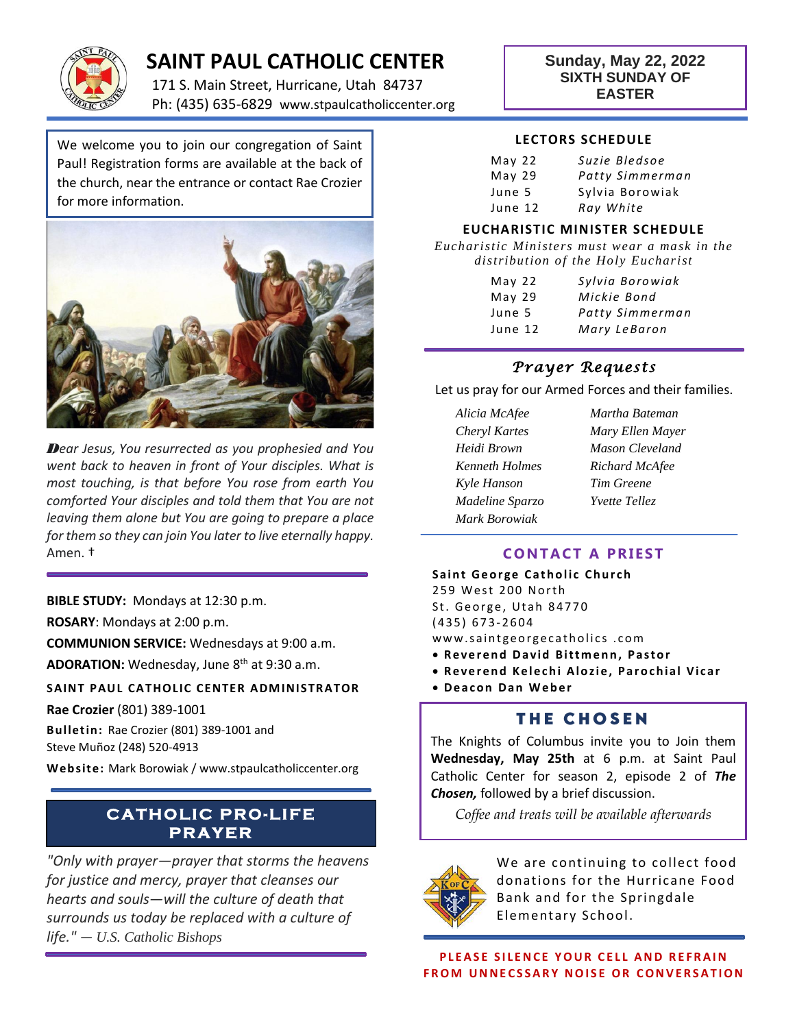# SAINT PAUL CATHOLIC CENTER

171 S. Main Street, Hurricane, Utah 84737
Ph: (435) 635-6829 www.stpaulcatholiccenter.org

**Sunday, May 22, 2022**
**SIXTH SUNDAY OF EASTER**

We welcome you to join our congregation of Saint Paul! Registration forms are available at the back of the church, near the entrance or contact Rae Crozier for more information.

*Dear Jesus, You resurrected as you prophesied and You went back to heaven in front of Your disciples. What is most touching, is that before You rose from earth You comforted Your disciples and told them that You are not leaving them alone but You are going to prepare a place for them so they can join You later to live eternally happy.* Amen. †

**BIBLE STUDY:** Mondays at 12:30 p.m.

**ROSARY**: Mondays at 2:00 p.m.

**COMMUNION SERVICE:** Wednesdays at 9:00 a.m.

**ADORATION:** Wednesday, June 8th at 9:30 a.m.

**SAINT PAUL CATHOLIC CENTER ADMINISTRATOR**

**Rae Crozier** (801) 389-1001

**Bulletin:** Rae Crozier (801) 389-1001 and Steve Muñoz (248) 520-4913

**Website:** Mark Borowiak / www.stpaulcatholiccenter.org

## CATHOLIC PRO-LIFE PRAYER

*"Only with prayer—prayer that storms the heavens for justice and mercy, prayer that cleanses our hearts and souls—will the culture of death that surrounds us today be replaced with a culture of life."* — U.S. Catholic Bishops

## LECTORS SCHEDULE

| | |
|---|---|
| May 22 | *Suzie Bledsoe* |
| May 29 | *Patty Simmerman* |
| June 5 | Sylvia Borowiak |
| June 12 | *Ray White* |

## EUCHARISTIC MINISTER SCHEDULE

*Eucharistic Ministers must wear a mask in the distribution of the Holy Eucharist*

| | |
|---|---|
| May 22 | *Sylvia Borowiak* |
| May 29 | *Mickie Bond* |
| June 5 | *Patty Simmerman* |
| June 12 | *Mary LeBaron* |

## *Prayer Requests*

Let us pray for our Armed Forces and their families.

*Alicia McAfee*
*Cheryl Kartes*
*Heidi Brown*
*Kenneth Holmes*
*Kyle Hanson*
*Madeline Sparzo*
*Mark Borowiak*
*Martha Bateman*
*Mary Ellen Mayer*
*Mason Cleveland*
*Richard McAfee*
*Tim Greene*
*Yvette Tellez*

## CONTACT A PRIEST

**Saint George Catholic Church**
259 West 200 North
St. George, Utah 84770
(435) 673-2604
www.saintgeorgecatholics .com

- **Reverend David Bittmenn, Pastor**
- **Reverend Kelechi Alozie, Parochial Vicar**
- **Deacon Dan Weber**

## THE CHOSEN

The Knights of Columbus invite you to Join them **Wednesday, May 25th** at 6 p.m. at Saint Paul Catholic Center for season 2, episode 2 of ***The Chosen,*** followed by a brief discussion.

*Coffee and treats will be available afterwards*

We are continuing to collect food donations for the Hurricane Food Bank and for the Springdale Elementary School.

**PLEASE SILENCE YOUR CELL AND REFRAIN FROM UNNECSSARY NOISE OR CONVERSATION**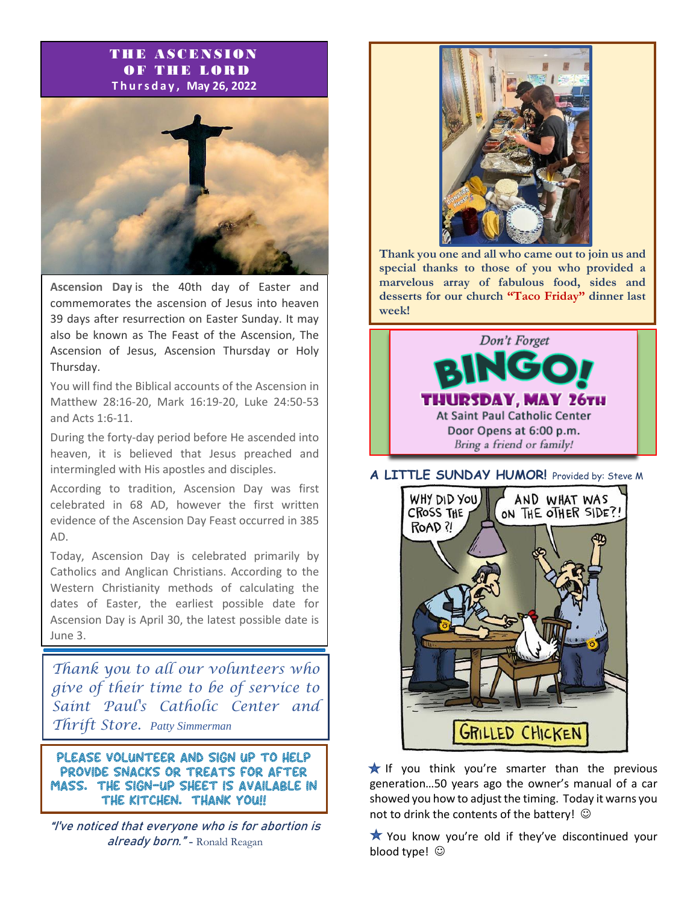# THE ASCENSION OF THE LORD

**Thursday, May 26, 2022**

**Ascension Day** is the 40th day of Easter and commemorates the ascension of Jesus into heaven 39 days after resurrection on Easter Sunday. It may also be known as The Feast of the Ascension, The Ascension of Jesus, Ascension Thursday or Holy Thursday.

You will find the Biblical accounts of the Ascension in Matthew 28:16-20, Mark 16:19-20, Luke 24:50-53 and Acts 1:6-11.

During the forty-day period before He ascended into heaven, it is believed that Jesus preached and intermingled with His apostles and disciples.

According to tradition, Ascension Day was first celebrated in 68 AD, however the first written evidence of the Ascension Day Feast occurred in 385 AD.

Today, Ascension Day is celebrated primarily by Catholics and Anglican Christians. According to the Western Christianity methods of calculating the dates of Easter, the earliest possible date for Ascension Day is April 30, the latest possible date is June 3.

*Thank you to all our volunteers who give of their time to be of service to Saint Paul's Catholic Center and Thrift Store.* Patty Simmerman

PLEASE VOLUNTEER AND SIGN UP TO HELP PROVIDE SNACKS OR TREATS FOR AFTER MASS. THE SIGN-UP SHEET IS AVAILABLE IN THE KITCHEN. THANK YOU!!

*"I've noticed that everyone who is for abortion is already born."* - Ronald Reagan

**Thank you one and all who came out to join us and special thanks to those of you who provided a marvelous array of fabulous food, sides and desserts for our church "Taco Friday" dinner last week!**

*Don't Forget*

# BINGO!

**THURSDAY, MAY 26TH**

At Saint Paul Catholic Center

Door Opens at 6:00 p.m.

*Bring a friend or family!*

**A LITTLE SUNDAY HUMOR!** Provided by: Steve M

★ If you think you're smarter than the previous generation…50 years ago the owner's manual of a car showed you how to adjust the timing. Today it warns you not to drink the contents of the battery! ☺

★ You know you're old if they've discontinued your blood type! ☺